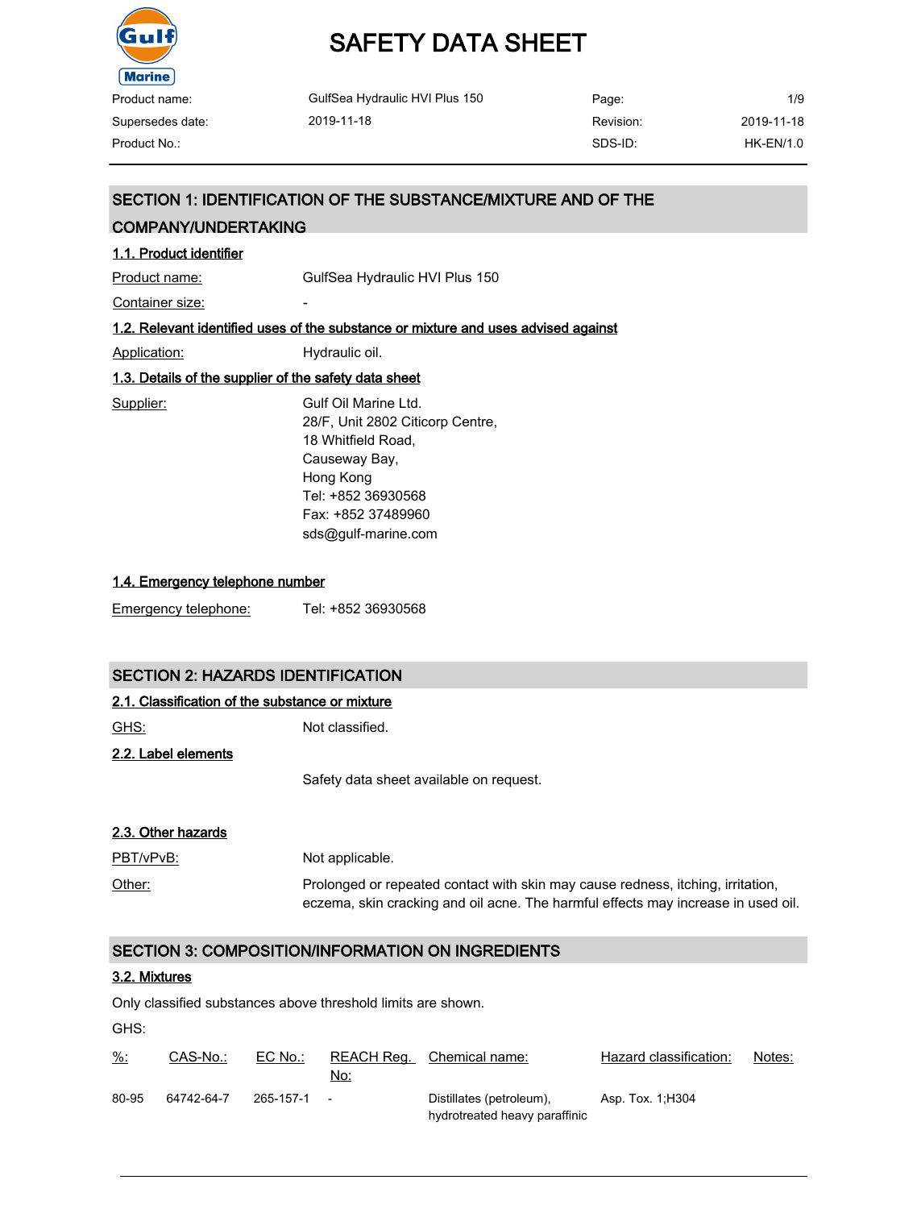# SAFETY DATA SHEET

| Product name: | GulfSea Hydraulic HVI Plus 150 | Page: | 1/9 |
|---|---|---|---|
| Supersedes date: | 2019-11-18 | Revision: | 2019-11-18 |
| Product No.: | | SDS-ID: | HK-EN/1.0 |

## SECTION 1: IDENTIFICATION OF THE SUBSTANCE/MIXTURE AND OF THE COMPANY/UNDERTAKING

### 1.1. Product identifier

Product name: GulfSea Hydraulic HVI Plus 150

Container size: -

### 1.2. Relevant identified uses of the substance or mixture and uses advised against

Application: Hydraulic oil.

### 1.3. Details of the supplier of the safety data sheet

Supplier:
Gulf Oil Marine Ltd.
28/F, Unit 2802 Citicorp Centre,
18 Whitfield Road,
Causeway Bay,
Hong Kong
Tel: +852 36930568
Fax: +852 37489960
sds@gulf-marine.com

### 1.4. Emergency telephone number

Emergency telephone: Tel: +852 36930568

## SECTION 2: HAZARDS IDENTIFICATION

### 2.1. Classification of the substance or mixture

GHS: Not classified.

### 2.2. Label elements

Safety data sheet available on request.

### 2.3. Other hazards

PBT/vPvB: Not applicable.

Other: Prolonged or repeated contact with skin may cause redness, itching, irritation, eczema, skin cracking and oil acne. The harmful effects may increase in used oil.

## SECTION 3: COMPOSITION/INFORMATION ON INGREDIENTS

### 3.2. Mixtures

Only classified substances above threshold limits are shown.

GHS:

| %: | CAS-No.: | EC No.: | REACH Reg. No: | Chemical name: | Hazard classification: | Notes: |
|---|---|---|---|---|---|---|
| 80-95 | 64742-64-7 | 265-157-1 | - | Distillates (petroleum), hydrotreated heavy paraffinic | Asp. Tox. 1;H304 | |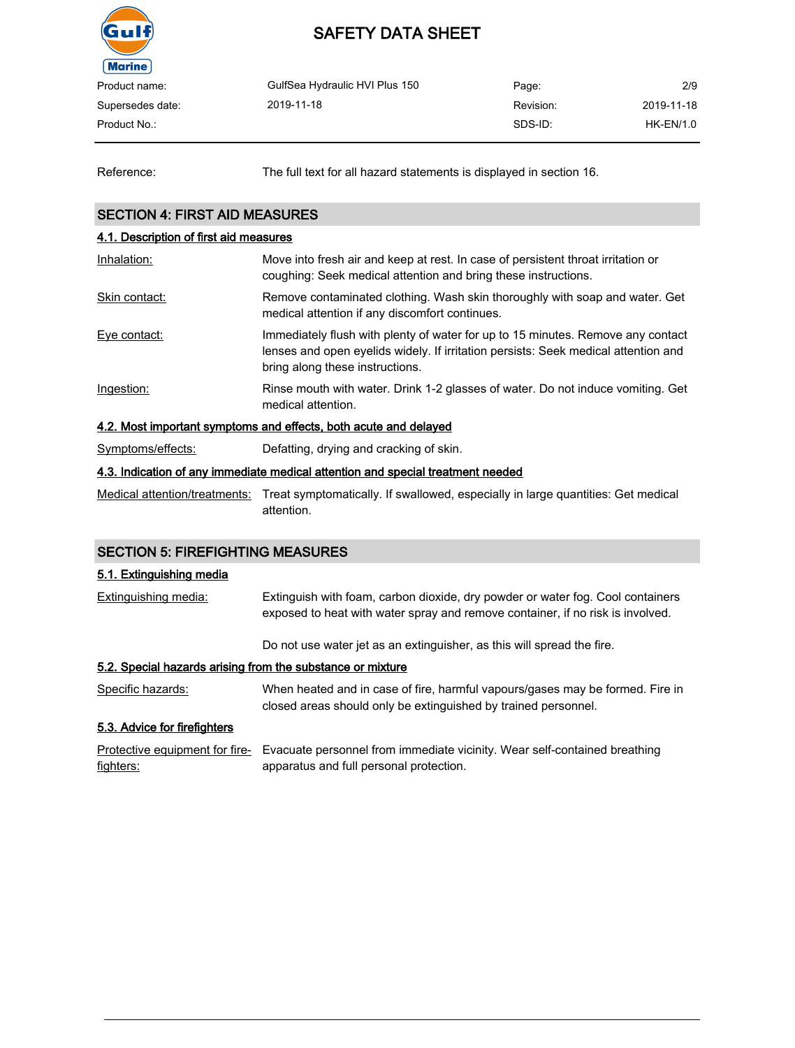| | | | |
|---|---|---|---|
| Reference: | The full text for all hazard statements is displayed in section 16. | | |

## SECTION 4: FIRST AID MEASURES

### 4.1. Description of first aid measures

| | |
|---|---|
| Inhalation: | Move into fresh air and keep at rest. In case of persistent throat irritation or coughing: Seek medical attention and bring these instructions. |
| Skin contact: | Remove contaminated clothing. Wash skin thoroughly with soap and water. Get medical attention if any discomfort continues. |
| Eye contact: | Immediately flush with plenty of water for up to 15 minutes. Remove any contact lenses and open eyelids widely. If irritation persists: Seek medical attention and bring along these instructions. |
| Ingestion: | Rinse mouth with water. Drink 1-2 glasses of water. Do not induce vomiting. Get medical attention. |

### 4.2. Most important symptoms and effects, both acute and delayed

| | |
|---|---|
| Symptoms/effects: | Defatting, drying and cracking of skin. |

### 4.3. Indication of any immediate medical attention and special treatment needed

| | |
|---|---|
| Medical attention/treatments: | Treat symptomatically. If swallowed, especially in large quantities: Get medical attention. |

## SECTION 5: FIREFIGHTING MEASURES

### 5.1. Extinguishing media

| | |
|---|---|
| Extinguishing media: | Extinguish with foam, carbon dioxide, dry powder or water fog. Cool containers exposed to heat with water spray and remove container, if no risk is involved.<br><br>Do not use water jet as an extinguisher, as this will spread the fire. |

### 5.2. Special hazards arising from the substance or mixture

| | |
|---|---|
| Specific hazards: | When heated and in case of fire, harmful vapours/gases may be formed. Fire in closed areas should only be extinguished by trained personnel. |

### 5.3. Advice for firefighters

| | |
|---|---|
| Protective equipment for fire-fighters: | Evacuate personnel from immediate vicinity. Wear self-contained breathing apparatus and full personal protection. |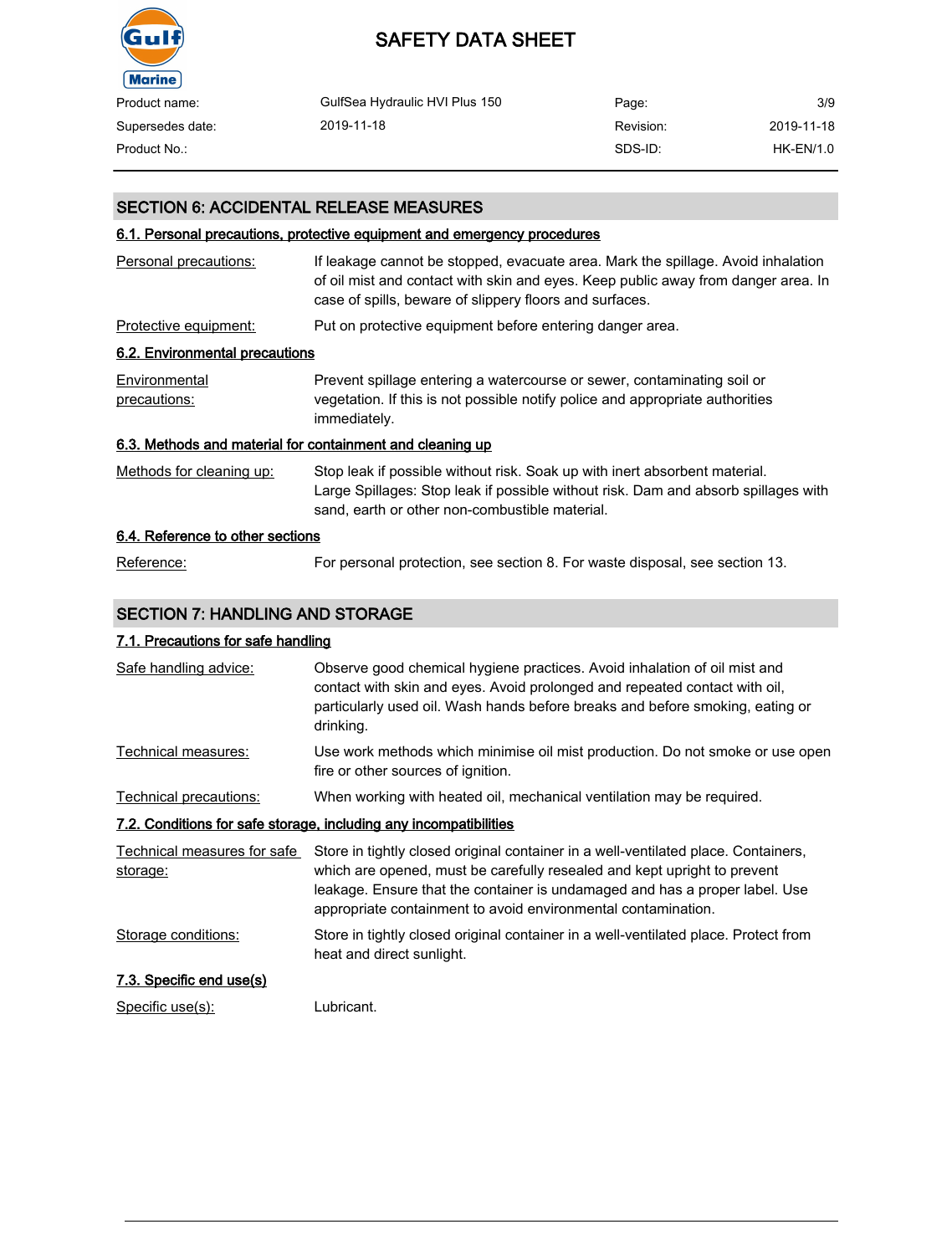## SECTION 6: ACCIDENTAL RELEASE MEASURES

### 6.1. Personal precautions, protective equipment and emergency procedures

| | |
|---|---|
| Personal precautions: | If leakage cannot be stopped, evacuate area. Mark the spillage. Avoid inhalation of oil mist and contact with skin and eyes. Keep public away from danger area. In case of spills, beware of slippery floors and surfaces. |
| Protective equipment: | Put on protective equipment before entering danger area. |

### 6.2. Environmental precautions

| | |
|---|---|
| Environmental precautions: | Prevent spillage entering a watercourse or sewer, contaminating soil or vegetation. If this is not possible notify police and appropriate authorities immediately. |

### 6.3. Methods and material for containment and cleaning up

| | |
|---|---|
| Methods for cleaning up: | Stop leak if possible without risk. Soak up with inert absorbent material. Large Spillages: Stop leak if possible without risk. Dam and absorb spillages with sand, earth or other non-combustible material. |

### 6.4. Reference to other sections

| | |
|---|---|
| Reference: | For personal protection, see section 8. For waste disposal, see section 13. |

## SECTION 7: HANDLING AND STORAGE

### 7.1. Precautions for safe handling

| | |
|---|---|
| Safe handling advice: | Observe good chemical hygiene practices. Avoid inhalation of oil mist and contact with skin and eyes. Avoid prolonged and repeated contact with oil, particularly used oil. Wash hands before breaks and before smoking, eating or drinking. |
| Technical measures: | Use work methods which minimise oil mist production. Do not smoke or use open fire or other sources of ignition. |
| Technical precautions: | When working with heated oil, mechanical ventilation may be required. |

### 7.2. Conditions for safe storage, including any incompatibilities

| | |
|---|---|
| Technical measures for safe storage: | Store in tightly closed original container in a well-ventilated place. Containers, which are opened, must be carefully resealed and kept upright to prevent leakage. Ensure that the container is undamaged and has a proper label. Use appropriate containment to avoid environmental contamination. |
| Storage conditions: | Store in tightly closed original container in a well-ventilated place. Protect from heat and direct sunlight. |

### 7.3. Specific end use(s)

| | |
|---|---|
| Specific use(s): | Lubricant. |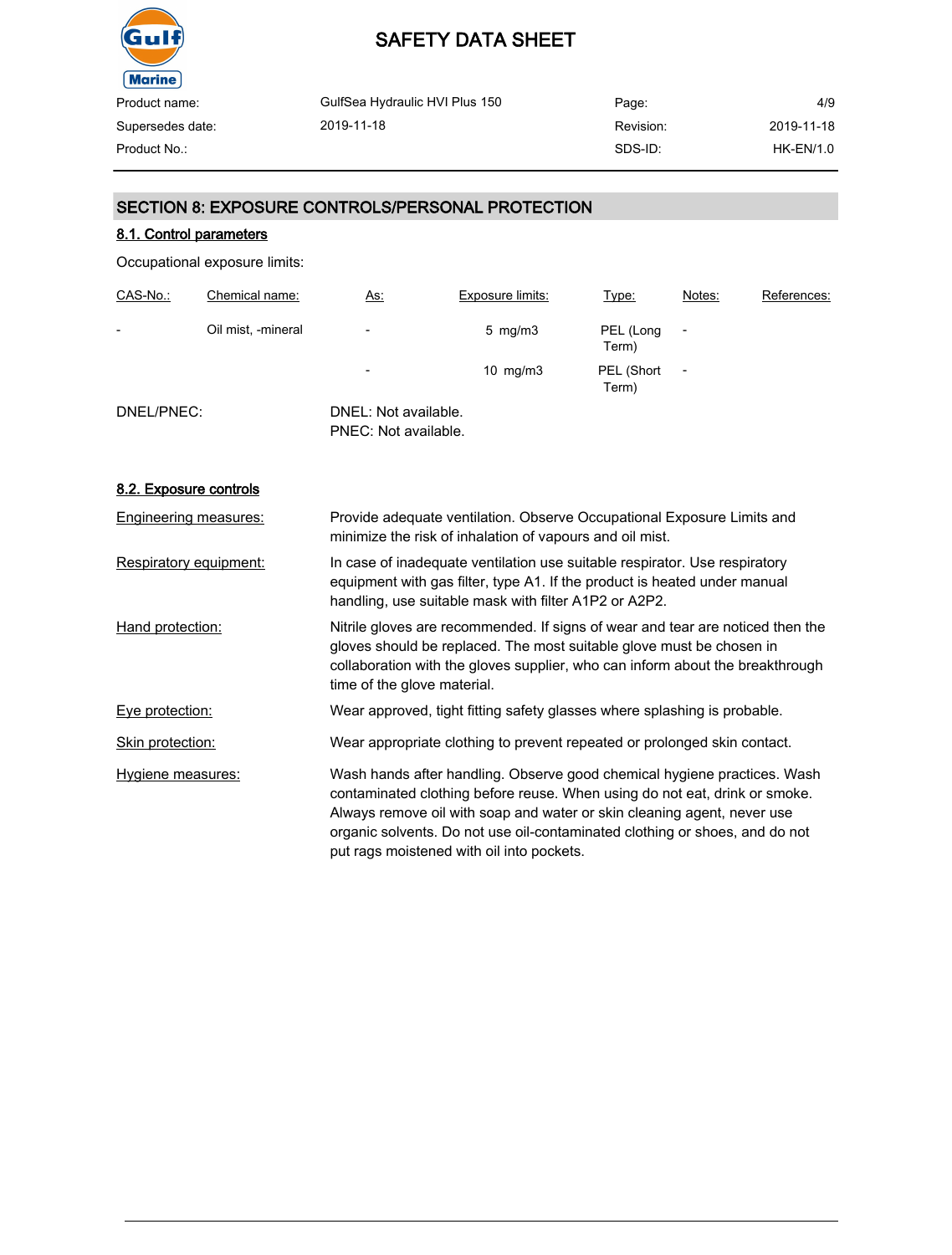## SECTION 8: EXPOSURE CONTROLS/PERSONAL PROTECTION

### 8.1. Control parameters

Occupational exposure limits:

| CAS-No.: | Chemical name: | As: | Exposure limits: | Type: | Notes: | References: |
|---|---|---|---|---|---|---|
| - | Oil mist, -mineral | - | 5 mg/m3 | PEL (Long Term) | - | |
| | | - | 10 mg/m3 | PEL (Short Term) | - | |

DNEL/PNEC: DNEL: Not available.
PNEC: Not available.

### 8.2. Exposure controls

**Engineering measures:** Provide adequate ventilation. Observe Occupational Exposure Limits and minimize the risk of inhalation of vapours and oil mist.

**Respiratory equipment:** In case of inadequate ventilation use suitable respirator. Use respiratory equipment with gas filter, type A1. If the product is heated under manual handling, use suitable mask with filter A1P2 or A2P2.

**Hand protection:** Nitrile gloves are recommended. If signs of wear and tear are noticed then the gloves should be replaced. The most suitable glove must be chosen in collaboration with the gloves supplier, who can inform about the breakthrough time of the glove material.

**Eye protection:** Wear approved, tight fitting safety glasses where splashing is probable.

**Skin protection:** Wear appropriate clothing to prevent repeated or prolonged skin contact.

**Hygiene measures:** Wash hands after handling. Observe good chemical hygiene practices. Wash contaminated clothing before reuse. When using do not eat, drink or smoke. Always remove oil with soap and water or skin cleaning agent, never use organic solvents. Do not use oil-contaminated clothing or shoes, and do not put rags moistened with oil into pockets.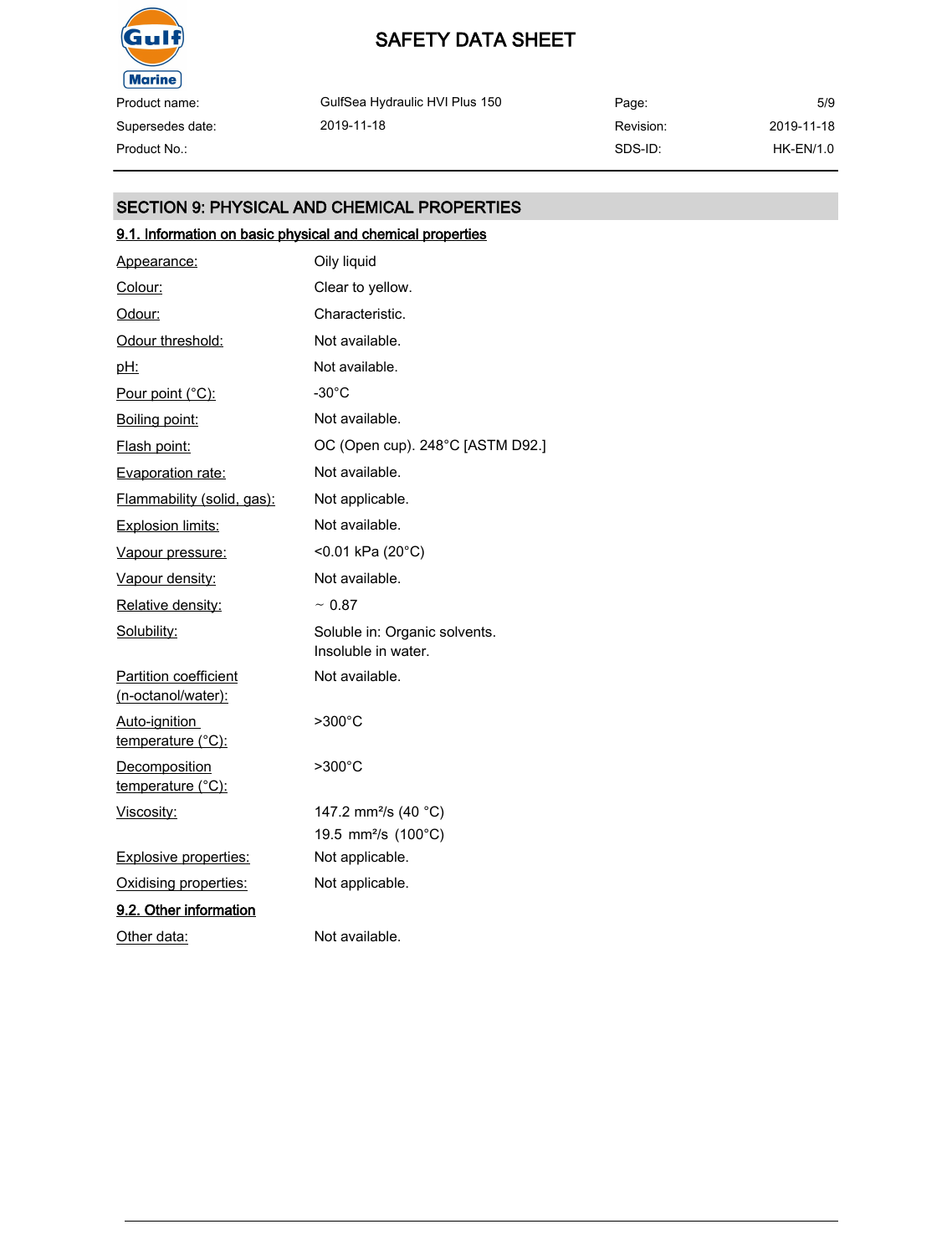## SECTION 9: PHYSICAL AND CHEMICAL PROPERTIES

### 9.1. Information on basic physical and chemical properties

| Property | Value |
|---|---|
| Appearance: | Oily liquid |
| Colour: | Clear to yellow. |
| Odour: | Characteristic. |
| Odour threshold: | Not available. |
| pH: | Not available. |
| Pour point (°C): | -30°C |
| Boiling point: | Not available. |
| Flash point: | OC (Open cup). 248°C [ASTM D92.] |
| Evaporation rate: | Not available. |
| Flammability (solid, gas): | Not applicable. |
| Explosion limits: | Not available. |
| Vapour pressure: | <0.01 kPa (20°C) |
| Vapour density: | Not available. |
| Relative density: | ~ 0.87 |
| Solubility: | Soluble in: Organic solvents.<br>Insoluble in water. |
| Partition coefficient (n-octanol/water): | Not available. |
| Auto-ignition temperature (°C): | >300°C |
| Decomposition temperature (°C): | >300°C |
| Viscosity: | 147.2 $mm^2/s$ (40 °C)<br>19.5 $mm^2/s$ (100°C) |
| Explosive properties: | Not applicable. |
| Oxidising properties: | Not applicable. |

### 9.2. Other information

| Property | Value |
|---|---|
| Other data: | Not available. |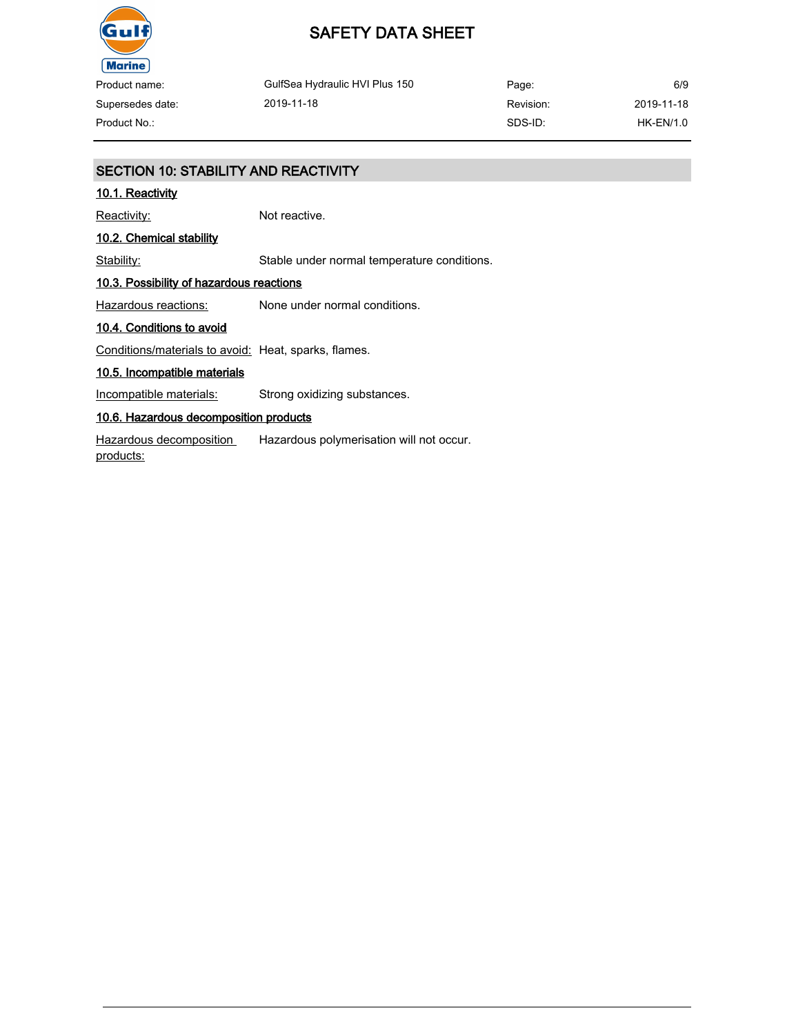## SECTION 10: STABILITY AND REACTIVITY

### 10.1. Reactivity

Reactivity: Not reactive.

### 10.2. Chemical stability

Stability: Stable under normal temperature conditions.

### 10.3. Possibility of hazardous reactions

Hazardous reactions: None under normal conditions.

### 10.4. Conditions to avoid

Conditions/materials to avoid: Heat, sparks, flames.

### 10.5. Incompatible materials

Incompatible materials: Strong oxidizing substances.

### 10.6. Hazardous decomposition products

Hazardous decomposition products: Hazardous polymerisation will not occur.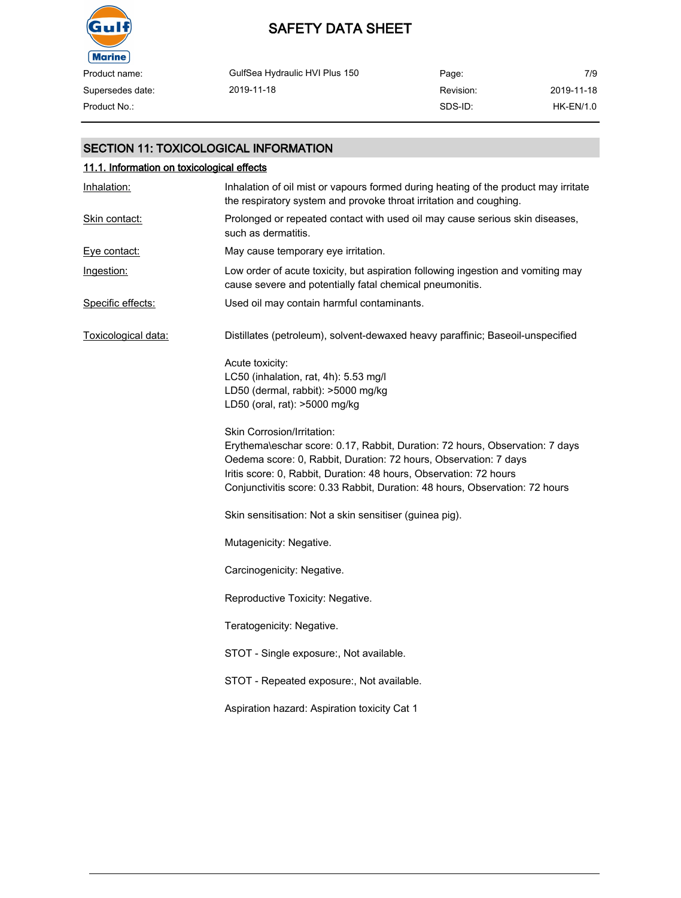## SECTION 11: TOXICOLOGICAL INFORMATION

### 11.1. Information on toxicological effects

**Inhalation:** Inhalation of oil mist or vapours formed during heating of the product may irritate the respiratory system and provoke throat irritation and coughing.

**Skin contact:** Prolonged or repeated contact with used oil may cause serious skin diseases, such as dermatitis.

**Eye contact:** May cause temporary eye irritation.

**Ingestion:** Low order of acute toxicity, but aspiration following ingestion and vomiting may cause severe and potentially fatal chemical pneumonitis.

**Specific effects:** Used oil may contain harmful contaminants.

**Toxicological data:** Distillates (petroleum), solvent-dewaxed heavy paraffinic; Baseoil-unspecified

Acute toxicity:
LC50 (inhalation, rat, 4h): 5.53 mg/l
LD50 (dermal, rabbit): >5000 mg/kg
LD50 (oral, rat): >5000 mg/kg

Skin Corrosion/Irritation:
Erythema\eschar score: 0.17, Rabbit, Duration: 72 hours, Observation: 7 days
Oedema score: 0, Rabbit, Duration: 72 hours, Observation: 7 days
Iritis score: 0, Rabbit, Duration: 48 hours, Observation: 72 hours
Conjunctivitis score: 0.33 Rabbit, Duration: 48 hours, Observation: 72 hours

Skin sensitisation: Not a skin sensitiser (guinea pig).

Mutagenicity: Negative.

Carcinogenicity: Negative.

Reproductive Toxicity: Negative.

Teratogenicity: Negative.

STOT - Single exposure:, Not available.

STOT - Repeated exposure:, Not available.

Aspiration hazard: Aspiration toxicity Cat 1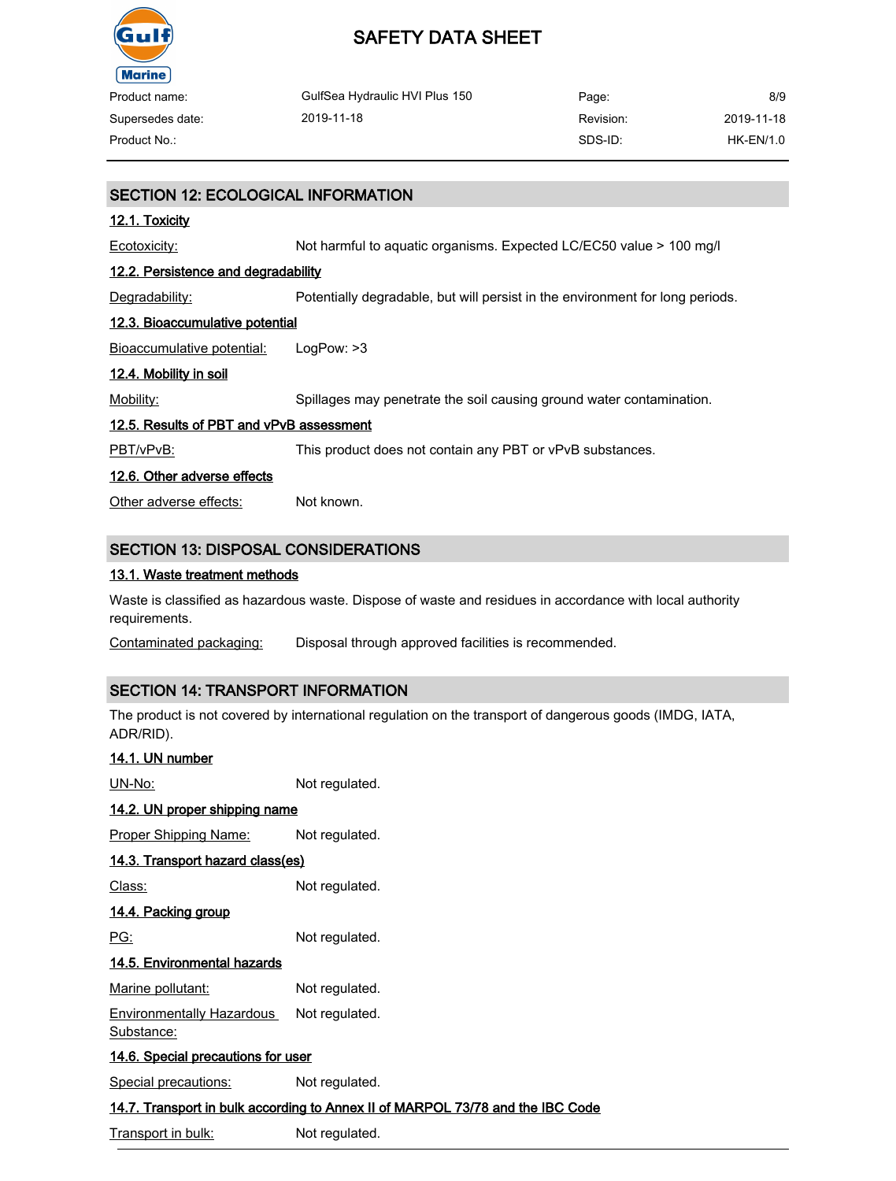## SECTION 12: ECOLOGICAL INFORMATION

### 12.1. Toxicity

Ecotoxicity: Not harmful to aquatic organisms. Expected LC/EC50 value > 100 mg/l

### 12.2. Persistence and degradability

Degradability: Potentially degradable, but will persist in the environment for long periods.

### 12.3. Bioaccumulative potential

Bioaccumulative potential: LogPow: >3

### 12.4. Mobility in soil

Mobility: Spillages may penetrate the soil causing ground water contamination.

### 12.5. Results of PBT and vPvB assessment

PBT/vPvB: This product does not contain any PBT or vPvB substances.

### 12.6. Other adverse effects

Other adverse effects: Not known.

## SECTION 13: DISPOSAL CONSIDERATIONS

### 13.1. Waste treatment methods

Waste is classified as hazardous waste. Dispose of waste and residues in accordance with local authority requirements.

Contaminated packaging: Disposal through approved facilities is recommended.

## SECTION 14: TRANSPORT INFORMATION

The product is not covered by international regulation on the transport of dangerous goods (IMDG, IATA, ADR/RID).

### 14.1. UN number

UN-No: Not regulated.

### 14.2. UN proper shipping name

Proper Shipping Name: Not regulated.

### 14.3. Transport hazard class(es)

Class: Not regulated.

### 14.4. Packing group

PG: Not regulated.

### 14.5. Environmental hazards

Marine pollutant: Not regulated.

Environmentally Hazardous Substance: Not regulated.

### 14.6. Special precautions for user

Special precautions: Not regulated.

### 14.7. Transport in bulk according to Annex II of MARPOL 73/78 and the IBC Code

Transport in bulk: Not regulated.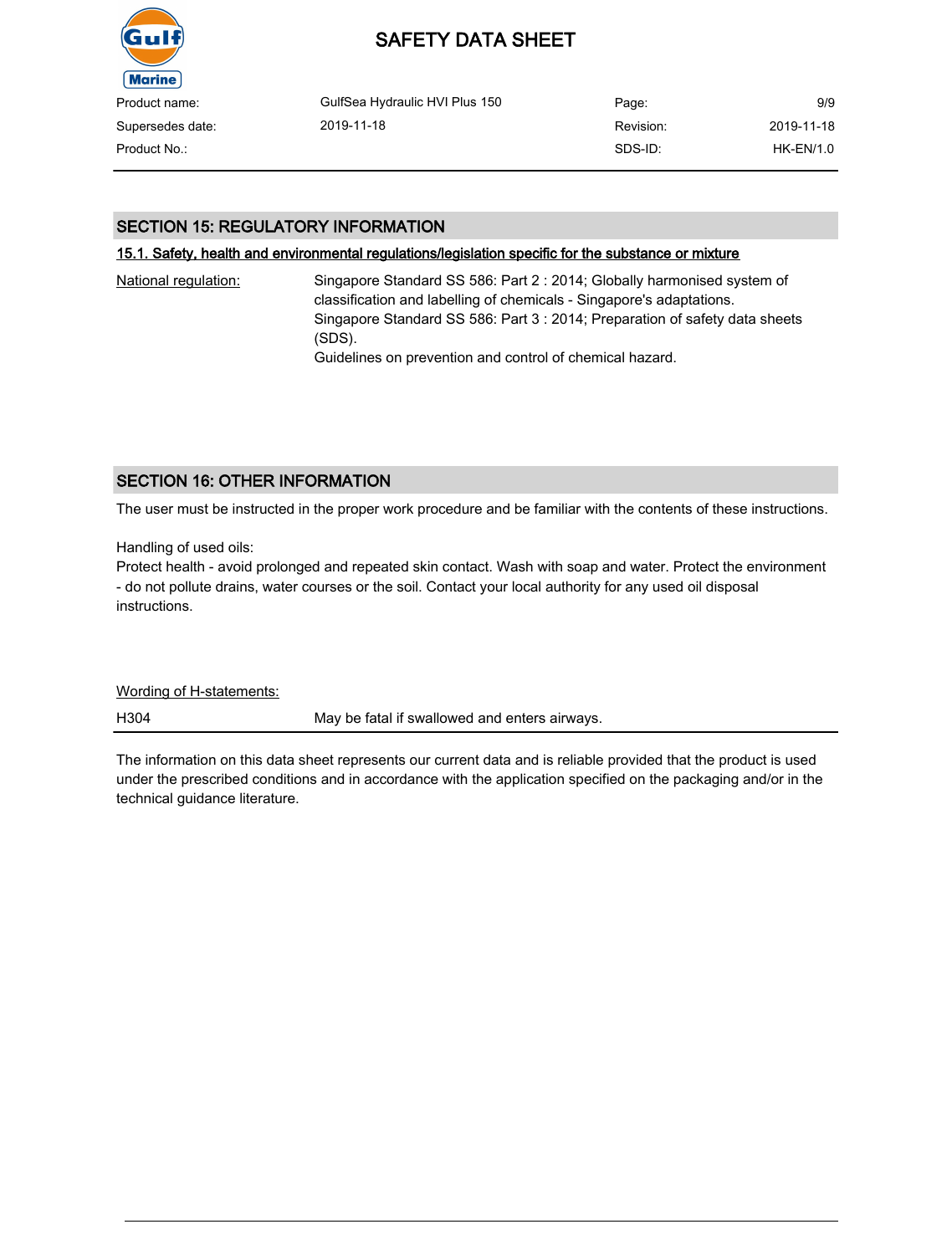## SECTION 15: REGULATORY INFORMATION

### 15.1. Safety, health and environmental regulations/legislation specific for the substance or mixture

| | |
|---|---|
| National regulation: | Singapore Standard SS 586: Part 2 : 2014; Globally harmonised system of classification and labelling of chemicals - Singapore's adaptations. Singapore Standard SS 586: Part 3 : 2014; Preparation of safety data sheets (SDS). Guidelines on prevention and control of chemical hazard. |

## SECTION 16: OTHER INFORMATION

The user must be instructed in the proper work procedure and be familiar with the contents of these instructions.

Handling of used oils:
Protect health - avoid prolonged and repeated skin contact. Wash with soap and water. Protect the environment - do not pollute drains, water courses or the soil. Contact your local authority for any used oil disposal instructions.

Wording of H-statements:

| | |
|---|---|
| H304 | May be fatal if swallowed and enters airways. |

The information on this data sheet represents our current data and is reliable provided that the product is used under the prescribed conditions and in accordance with the application specified on the packaging and/or in the technical guidance literature.